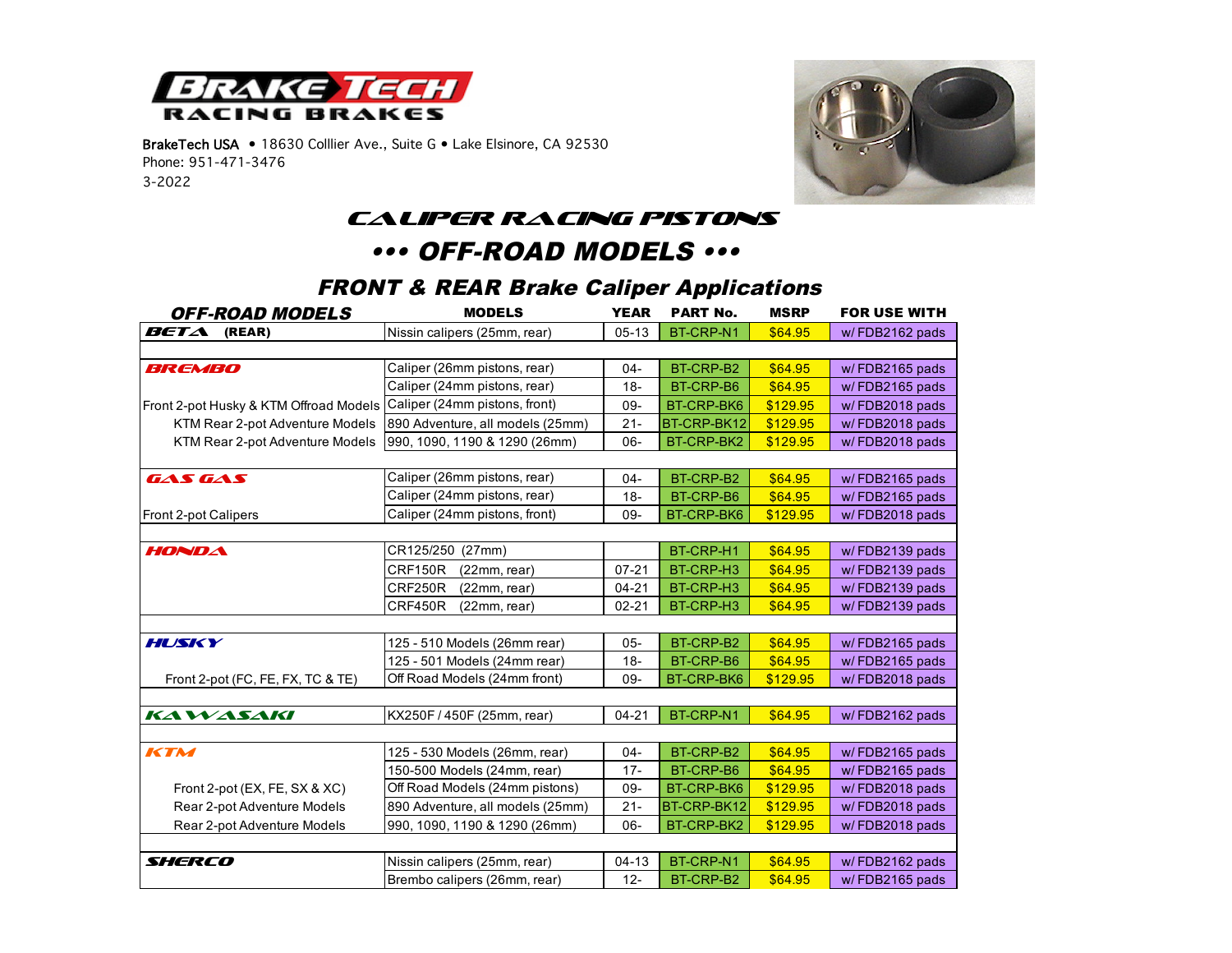**BRAKE TECH**
**RACING BRAKES**

BrakeTech USA • 18630 Colllier Ave., Suite G • Lake Elsinore, CA 92530
Phone: 951-471-3476
3-2022

# CALIPER RACING PISTONS

## ••• OFF-ROAD MODELS •••

### FRONT & REAR Brake Caliper Applications

| OFF-ROAD MODELS | MODELS | YEAR | PART No. | MSRP | FOR USE WITH |
|---|---|---|---|---|---|
| **BETA (REAR)** | Nissin calipers (25mm, rear) | 05-13 | BT-CRP-N1 | $64.95 | w/ FDB2162 pads |
| | | | | | |
| **BREMBO** | Caliper (26mm pistons, rear) | 04- | BT-CRP-B2 | $64.95 | w/ FDB2165 pads |
| | Caliper (24mm pistons, rear) | 18- | BT-CRP-B6 | $64.95 | w/ FDB2165 pads |
| Front 2-pot Husky & KTM Offroad Models | Caliper (24mm pistons, front) | 09- | BT-CRP-BK6 | $129.95 | w/ FDB2018 pads |
| KTM Rear 2-pot Adventure Models | 890 Adventure, all models (25mm) | 21- | BT-CRP-BK12 | $129.95 | w/ FDB2018 pads |
| KTM Rear 2-pot Adventure Models | 990, 1090, 1190 & 1290 (26mm) | 06- | BT-CRP-BK2 | $129.95 | w/ FDB2018 pads |
| | | | | | |
| **GAS GAS** | Caliper (26mm pistons, rear) | 04- | BT-CRP-B2 | $64.95 | w/ FDB2165 pads |
| | Caliper (24mm pistons, rear) | 18- | BT-CRP-B6 | $64.95 | w/ FDB2165 pads |
| Front 2-pot Calipers | Caliper (24mm pistons, front) | 09- | BT-CRP-BK6 | $129.95 | w/ FDB2018 pads |
| | | | | | |
| **HONDA** | CR125/250 (27mm) | | BT-CRP-H1 | $64.95 | w/ FDB2139 pads |
| | CRF150R (22mm, rear) | 07-21 | BT-CRP-H3 | $64.95 | w/ FDB2139 pads |
| | CRF250R (22mm, rear) | 04-21 | BT-CRP-H3 | $64.95 | w/ FDB2139 pads |
| | CRF450R (22mm, rear) | 02-21 | BT-CRP-H3 | $64.95 | w/ FDB2139 pads |
| | | | | | |
| **HUSKY** | 125 - 510 Models (26mm rear) | 05- | BT-CRP-B2 | $64.95 | w/ FDB2165 pads |
| | 125 - 501 Models (24mm rear) | 18- | BT-CRP-B6 | $64.95 | w/ FDB2165 pads |
| Front 2-pot (FC, FE, FX, TC & TE) | Off Road Models (24mm front) | 09- | BT-CRP-BK6 | $129.95 | w/ FDB2018 pads |
| | | | | | |
| **KAWASAKI** | KX250F / 450F (25mm, rear) | 04-21 | BT-CRP-N1 | $64.95 | w/ FDB2162 pads |
| | | | | | |
| **KTM** | 125 - 530 Models (26mm, rear) | 04- | BT-CRP-B2 | $64.95 | w/ FDB2165 pads |
| | 150-500 Models (24mm, rear) | 17- | BT-CRP-B6 | $64.95 | w/ FDB2165 pads |
| Front 2-pot (EX, FE, SX & XC) | Off Road Models (24mm pistons) | 09- | BT-CRP-BK6 | $129.95 | w/ FDB2018 pads |
| Rear 2-pot Adventure Models | 890 Adventure, all models (25mm) | 21- | BT-CRP-BK12 | $129.95 | w/ FDB2018 pads |
| Rear 2-pot Adventure Models | 990, 1090, 1190 & 1290 (26mm) | 06- | BT-CRP-BK2 | $129.95 | w/ FDB2018 pads |
| | | | | | |
| **SHERCO** | Nissin calipers (25mm, rear) | 04-13 | BT-CRP-N1 | $64.95 | w/ FDB2162 pads |
| | Brembo calipers (26mm, rear) | 12- | BT-CRP-B2 | $64.95 | w/ FDB2165 pads |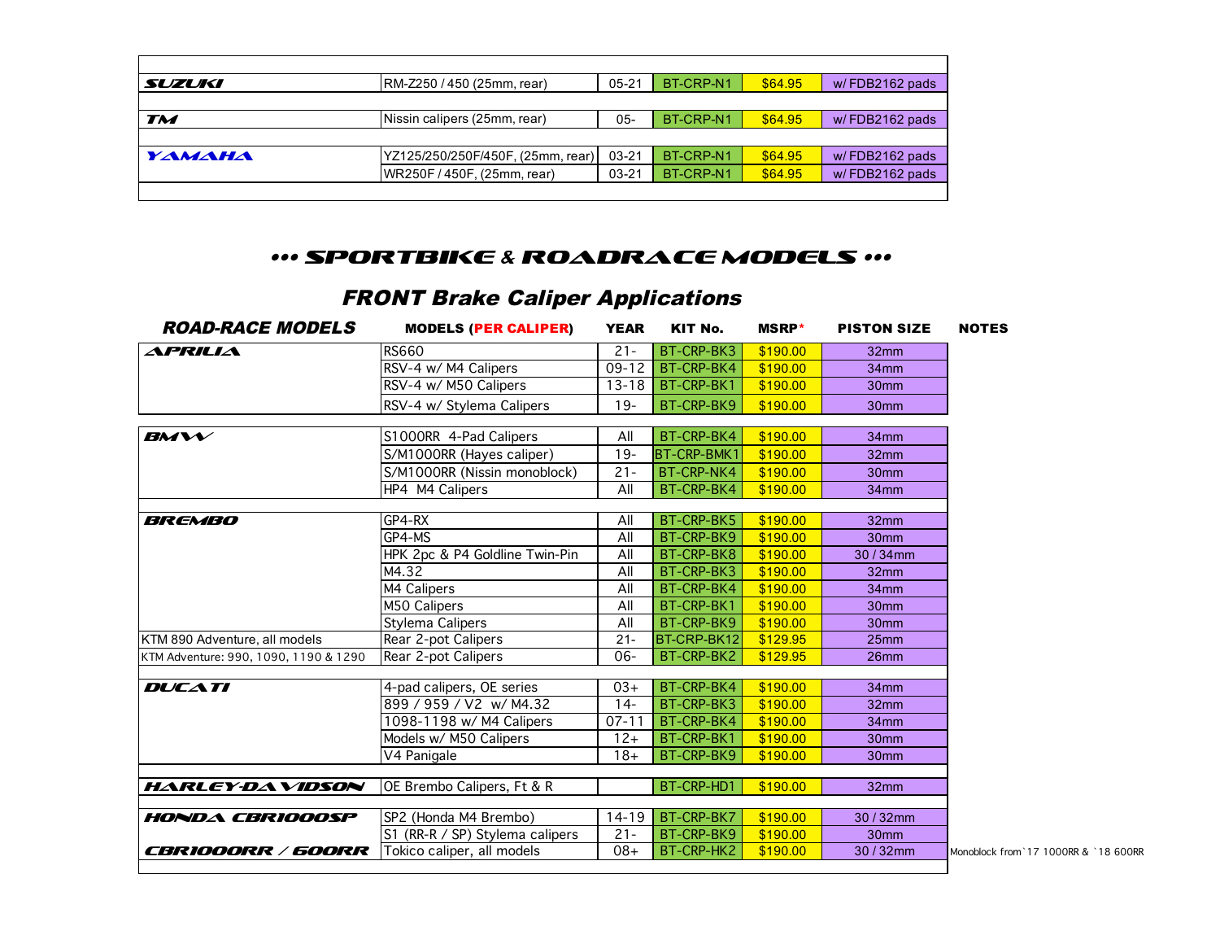| | | | | | |
|---|---|---|---|---|---|
| **SUZUKI** | RM-Z250 / 450 (25mm, rear) | 05-21 | BT-CRP-N1 | $64.95 | w/ FDB2162 pads |
| | | | | | |
| **TM** | Nissin calipers (25mm, rear) | 05- | BT-CRP-N1 | $64.95 | w/ FDB2162 pads |
| | | | | | |
| **YAMAHA** | YZ125/250/250F/450F, (25mm, rear) | 03-21 | BT-CRP-N1 | $64.95 | w/ FDB2162 pads |
| | WR250F / 450F, (25mm, rear) | 03-21 | BT-CRP-N1 | $64.95 | w/ FDB2162 pads |

## ••• SPORTBIKE & ROADRACE MODELS •••

## FRONT Brake Caliper Applications

| ROAD-RACE MODELS | MODELS (PER CALIPER) | YEAR | KIT No. | MSRP* | PISTON SIZE | NOTES |
|---|---|---|---|---|---|---|
| **APRILIA** | RS660 | 21- | BT-CRP-BK3 | $190.00 | 32mm | |
| | RSV-4 w/ M4 Calipers | 09-12 | BT-CRP-BK4 | $190.00 | 34mm | |
| | RSV-4 w/ M50 Calipers | 13-18 | BT-CRP-BK1 | $190.00 | 30mm | |
| | RSV-4 w/ Stylema Calipers | 19- | BT-CRP-BK9 | $190.00 | 30mm | |
| | | | | | | |
| **BMW** | S1000RR 4-Pad Calipers | All | BT-CRP-BK4 | $190.00 | 34mm | |
| | S/M1000RR (Hayes caliper) | 19- | BT-CRP-BMK1 | $190.00 | 32mm | |
| | S/M1000RR (Nissin monoblock) | 21- | BT-CRP-NK4 | $190.00 | 30mm | |
| | HP4 M4 Calipers | All | BT-CRP-BK4 | $190.00 | 34mm | |
| | | | | | | |
| **BREMBO** | GP4-RX | All | BT-CRP-BK5 | $190.00 | 32mm | |
| | GP4-MS | All | BT-CRP-BK9 | $190.00 | 30mm | |
| | HPK 2pc & P4 Goldline Twin-Pin | All | BT-CRP-BK8 | $190.00 | 30 / 34mm | |
| | M4.32 | All | BT-CRP-BK3 | $190.00 | 32mm | |
| | M4 Calipers | All | BT-CRP-BK4 | $190.00 | 34mm | |
| | M50 Calipers | All | BT-CRP-BK1 | $190.00 | 30mm | |
| | Stylema Calipers | All | BT-CRP-BK9 | $190.00 | 30mm | |
| KTM 890 Adventure, all models | Rear 2-pot Calipers | 21- | BT-CRP-BK12 | $129.95 | 25mm | |
| KTM Adventure: 990, 1090, 1190 & 1290 | Rear 2-pot Calipers | 06- | BT-CRP-BK2 | $129.95 | 26mm | |
| | | | | | | |
| **DUCATI** | 4-pad calipers, OE series | 03+ | BT-CRP-BK4 | $190.00 | 34mm | |
| | 899 / 959 / V2 w/ M4.32 | 14- | BT-CRP-BK3 | $190.00 | 32mm | |
| | 1098-1198 w/ M4 Calipers | 07-11 | BT-CRP-BK4 | $190.00 | 34mm | |
| | Models w/ M50 Calipers | 12+ | BT-CRP-BK1 | $190.00 | 30mm | |
| | V4 Panigale | 18+ | BT-CRP-BK9 | $190.00 | 30mm | |
| | | | | | | |
| **HARLEY-DAVIDSON** | OE Brembo Calipers, Ft & R | | BT-CRP-HD1 | $190.00 | 32mm | |
| | | | | | | |
| **HONDA CBR1000SP** | SP2 (Honda M4 Brembo) | 14-19 | BT-CRP-BK7 | $190.00 | 30 / 32mm | |
| | S1 (RR-R / SP) Stylema calipers | 21- | BT-CRP-BK9 | $190.00 | 30mm | |
| **CBR1000RR / 600RR** | Tokico caliper, all models | 08+ | BT-CRP-HK2 | $190.00 | 30 / 32mm | Monoblock from`17 1000RR & `18 600RR |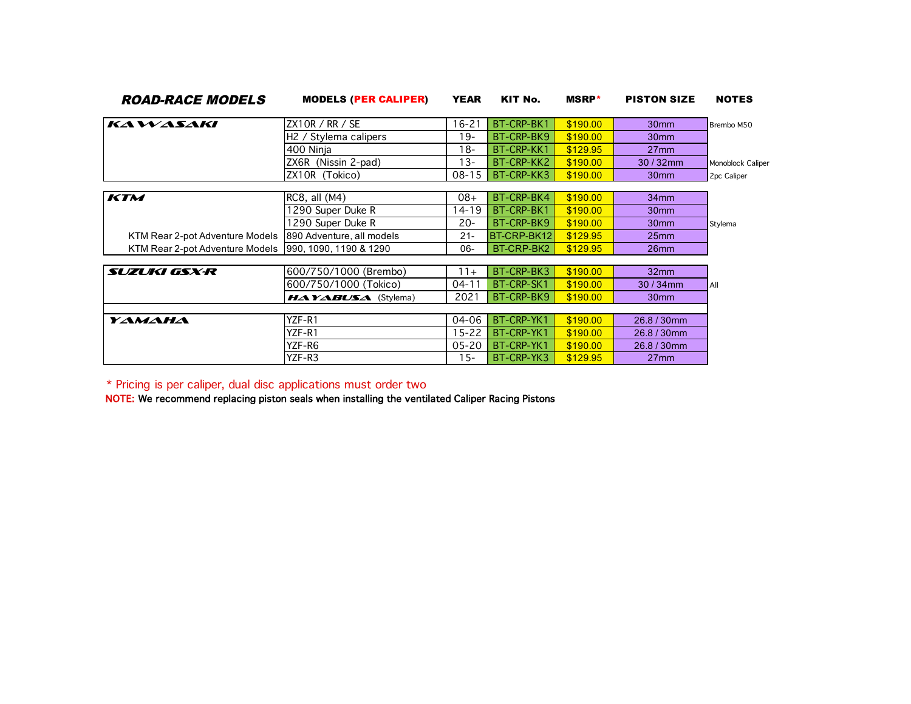| ROAD-RACE MODELS | MODELS (PER CALIPER) | YEAR | KIT No. | MSRP* | PISTON SIZE | NOTES |
|---|---|---|---|---|---|---|
| KAWASAKI | ZX10R / RR / SE | 16-21 | BT-CRP-BK1 | $190.00 | 30mm | Brembo M50 |
| | H2 / Stylema calipers | 19- | BT-CRP-BK9 | $190.00 | 30mm | |
| | 400 Ninja | 18- | BT-CRP-KK1 | $129.95 | 27mm | |
| | ZX6R (Nissin 2-pad) | 13- | BT-CRP-KK2 | $190.00 | 30 / 32mm | Monoblock Caliper |
| | ZX10R (Tokico) | 08-15 | BT-CRP-KK3 | $190.00 | 30mm | 2pc Caliper |
| KTM | RC8, all (M4) | 08+ | BT-CRP-BK4 | $190.00 | 34mm | |
| | 1290 Super Duke R | 14-19 | BT-CRP-BK1 | $190.00 | 30mm | |
| | 1290 Super Duke R | 20- | BT-CRP-BK9 | $190.00 | 30mm | Stylema |
| KTM Rear 2-pot Adventure Models | 890 Adventure, all models | 21- | BT-CRP-BK12 | $129.95 | 25mm | |
| KTM Rear 2-pot Adventure Models | 990, 1090, 1190 & 1290 | 06- | BT-CRP-BK2 | $129.95 | 26mm | |
| SUZUKI GSX-R | 600/750/1000 (Brembo) | 11+ | BT-CRP-BK3 | $190.00 | 32mm | |
| | 600/750/1000 (Tokico) | 04-11 | BT-CRP-SK1 | $190.00 | 30 / 34mm | All |
| | HAYABUSA (Stylema) | 2021 | BT-CRP-BK9 | $190.00 | 30mm | |
| YAMAHA | YZF-R1 | 04-06 | BT-CRP-YK1 | $190.00 | 26.8 / 30mm | |
| | YZF-R1 | 15-22 | BT-CRP-YK1 | $190.00 | 26.8 / 30mm | |
| | YZF-R6 | 05-20 | BT-CRP-YK1 | $190.00 | 26.8 / 30mm | |
| | YZF-R3 | 15- | BT-CRP-YK3 | $129.95 | 27mm | |

* Pricing is per caliper, dual disc applications must order two

**NOTE:** We recommend replacing piston seals when installing the ventilated Caliper Racing Pistons